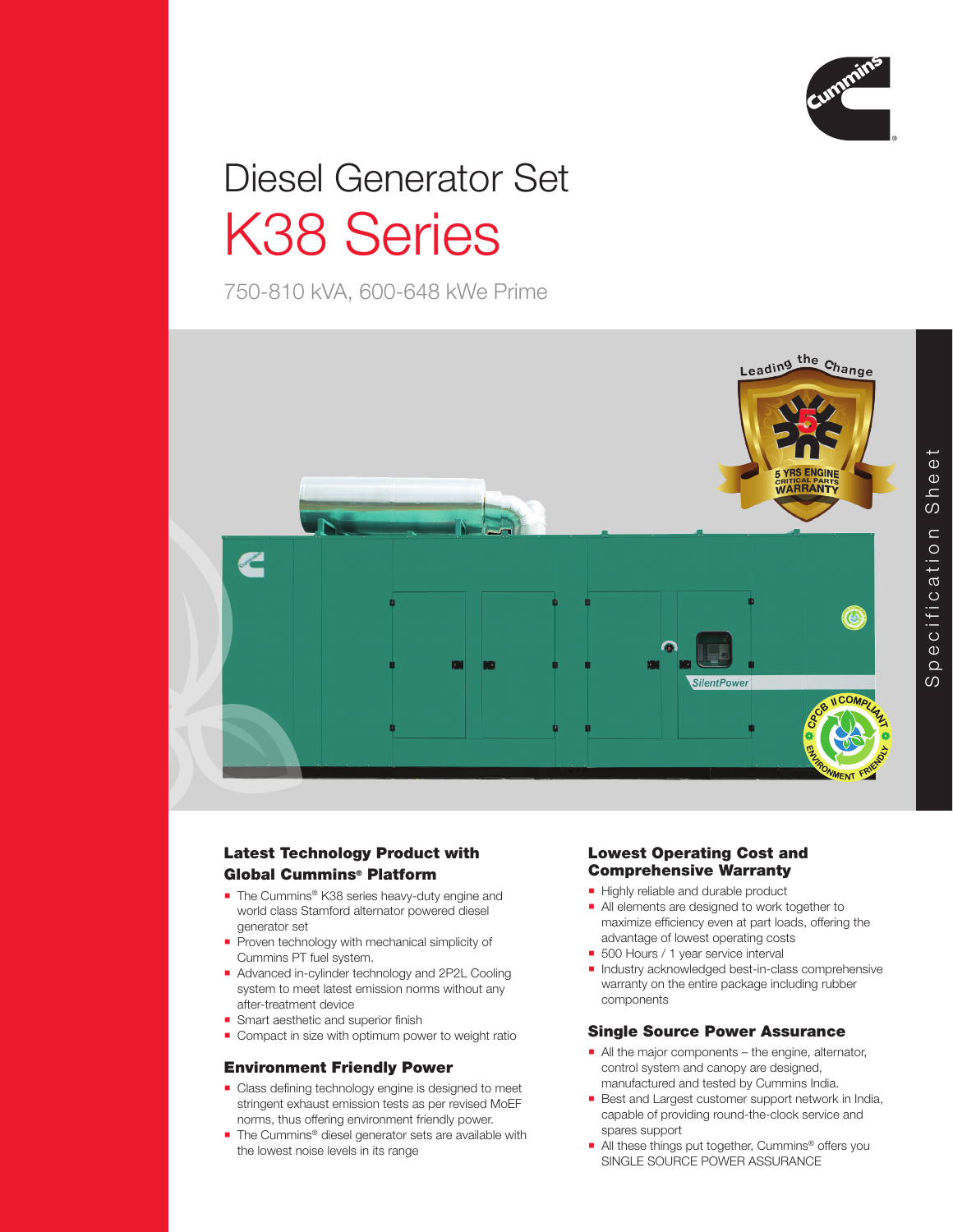# Diesel Generator Set

# K38 Series

750-810 kVA, 600-648 kWe Prime

Specification Sheet

## Latest Technology Product with Global Cummins® Platform

- The Cummins® K38 series heavy-duty engine and world class Stamford alternator powered diesel generator set
- Proven technology with mechanical simplicity of Cummins PT fuel system.
- Advanced in-cylinder technology and 2P2L Cooling system to meet latest emission norms without any after-treatment device
- Smart aesthetic and superior finish
- Compact in size with optimum power to weight ratio

## Environment Friendly Power

- Class defining technology engine is designed to meet stringent exhaust emission tests as per revised MoEF norms, thus offering environment friendly power.
- The Cummins® diesel generator sets are available with the lowest noise levels in its range

## Lowest Operating Cost and Comprehensive Warranty

- Highly reliable and durable product
- All elements are designed to work together to maximize efficiency even at part loads, offering the advantage of lowest operating costs
- 500 Hours / 1 year service interval
- Industry acknowledged best-in-class comprehensive warranty on the entire package including rubber components

## Single Source Power Assurance

- All the major components – the engine, alternator, control system and canopy are designed, manufactured and tested by Cummins India.
- Best and Largest customer support network in India, capable of providing round-the-clock service and spares support
- All these things put together, Cummins® offers you SINGLE SOURCE POWER ASSURANCE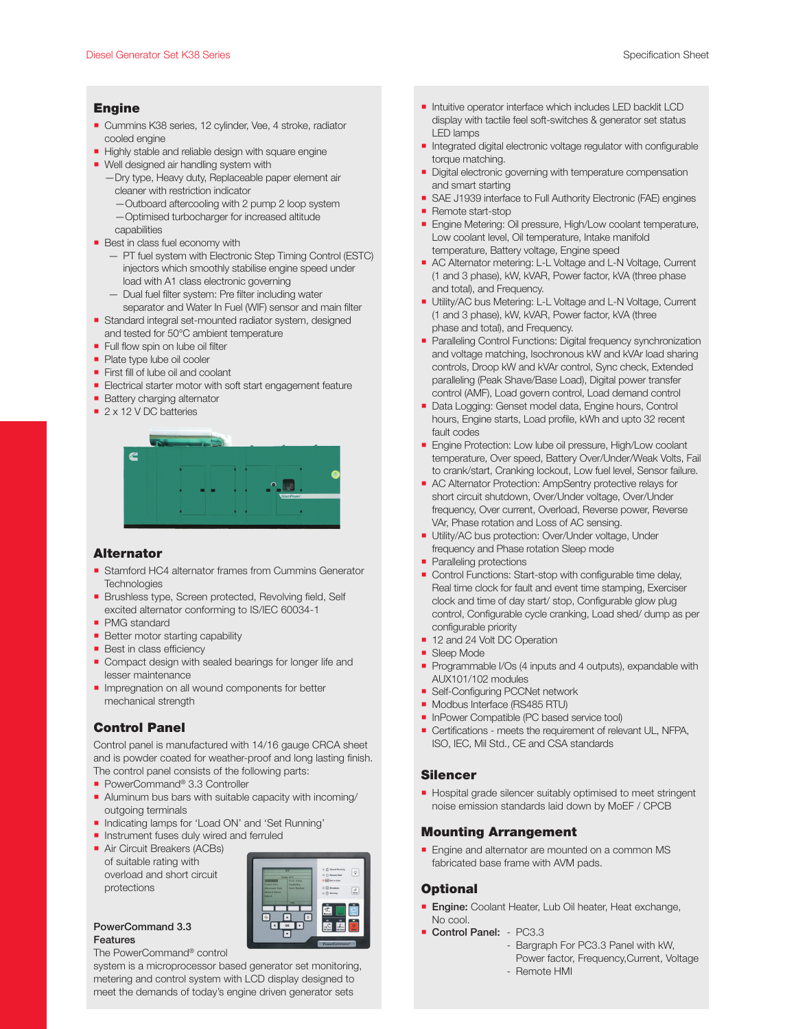## Engine

- Cummins K38 series, 12 cylinder, Vee, 4 stroke, radiator cooled engine
- Highly stable and reliable design with square engine
- Well designed air handling system with
  - —Dry type, Heavy duty, Replaceable paper element air cleaner with restriction indicator
  - —Outboard aftercooling with 2 pump 2 loop system
  - —Optimised turbocharger for increased altitude capabilities
- Best in class fuel economy with
  - — PT fuel system with Electronic Step Timing Control (ESTC) injectors which smoothly stabilise engine speed under load with A1 class electronic governing
  - — Dual fuel filter system: Pre filter including water separator and Water In Fuel (WIF) sensor and main filter
- Standard integral set-mounted radiator system, designed and tested for 50°C ambient temperature
- Full flow spin on lube oil filter
- Plate type lube oil cooler
- First fill of lube oil and coolant
- Electrical starter motor with soft start engagement feature
- Battery charging alternator
- 2 x 12 V DC batteries

## Alternator

- Stamford HC4 alternator frames from Cummins Generator Technologies
- Brushless type, Screen protected, Revolving field, Self excited alternator conforming to IS/IEC 60034-1
- PMG standard
- Better motor starting capability
- Best in class efficiency
- Compact design with sealed bearings for longer life and lesser maintenance
- Impregnation on all wound components for better mechanical strength

## Control Panel

Control panel is manufactured with 14/16 gauge CRCA sheet and is powder coated for weather-proof and long lasting finish. The control panel consists of the following parts:

- PowerCommand® 3.3 Controller
- Aluminum bus bars with suitable capacity with incoming/ outgoing terminals
- Indicating lamps for 'Load ON' and 'Set Running'
- Instrument fuses duly wired and ferruled
- Air Circuit Breakers (ACBs) of suitable rating with overload and short circuit protections

### PowerCommand 3.3 Features

The PowerCommand® control system is a microprocessor based generator set monitoring, metering and control system with LCD display designed to meet the demands of today's engine driven generator sets

- Intuitive operator interface which includes LED backlit LCD display with tactile feel soft-switches & generator set status LED lamps
- Integrated digital electronic voltage regulator with configurable torque matching.
- Digital electronic governing with temperature compensation and smart starting
- SAE J1939 interface to Full Authority Electronic (FAE) engines
- Remote start-stop
- Engine Metering: Oil pressure, High/Low coolant temperature, Low coolant level, Oil temperature, Intake manifold temperature, Battery voltage, Engine speed
- AC Alternator metering: L-L Voltage and L-N Voltage, Current (1 and 3 phase), kW, KVAR, Power factor, kVA (three phase and total), and Frequency.
- Utility/AC bus Metering: L-L Voltage and L-N Voltage, Current (1 and 3 phase), kW, KVAR, Power factor, kVA (three phase and total), and Frequency.
- Paralleling Control Functions: Digital frequency synchronization and voltage matching, Isochronous kW and kVAr load sharing controls, Droop kW and kVAr control, Sync check, Extended paralleling (Peak Shave/Base Load), Digital power transfer control (AMF), Load govern control, Load demand control
- Data Logging: Genset model data, Engine hours, Control hours, Engine starts, Load profile, kWh and upto 32 recent fault codes
- Engine Protection: Low lube oil pressure, High/Low coolant temperature, Over speed, Battery Over/Under/Weak Volts, Fail to crank/start, Cranking lockout, Low fuel level, Sensor failure.
- AC Alternator Protection: AmpSentry protective relays for short circuit shutdown, Over/Under voltage, Over/Under frequency, Over current, Overload, Reverse power, Reverse VAr, Phase rotation and Loss of AC sensing.
- Utility/AC bus protection: Over/Under voltage, Under frequency and Phase rotation Sleep mode
- Paralleling protections
- Control Functions: Start-stop with configurable time delay, Real time clock for fault and event time stamping, Exerciser clock and time of day start/ stop, Configurable glow plug control, Configurable cycle cranking, Load shed/ dump as per configurable priority
- 12 and 24 Volt DC Operation
- Sleep Mode
- Programmable I/Os (4 inputs and 4 outputs), expandable with AUX101/102 modules
- Self-Configuring PCCNet network
- Modbus Interface (RS485 RTU)
- InPower Compatible (PC based service tool)
- Certifications - meets the requirement of relevant UL, NFPA, ISO, IEC, Mil Std., CE and CSA standards

## Silencer

- Hospital grade silencer suitably optimised to meet stringent noise emission standards laid down by MoEF / CPCB

## Mounting Arrangement

- Engine and alternator are mounted on a common MS fabricated base frame with AVM pads.

## Optional

- **Engine:** Coolant Heater, Lub Oil heater, Heat exchange, No cool.
- **Control Panel:**
  - PC3.3
  - Bargraph For PC3.3 Panel with kW, Power factor, Frequency,Current, Voltage
  - Remote HMI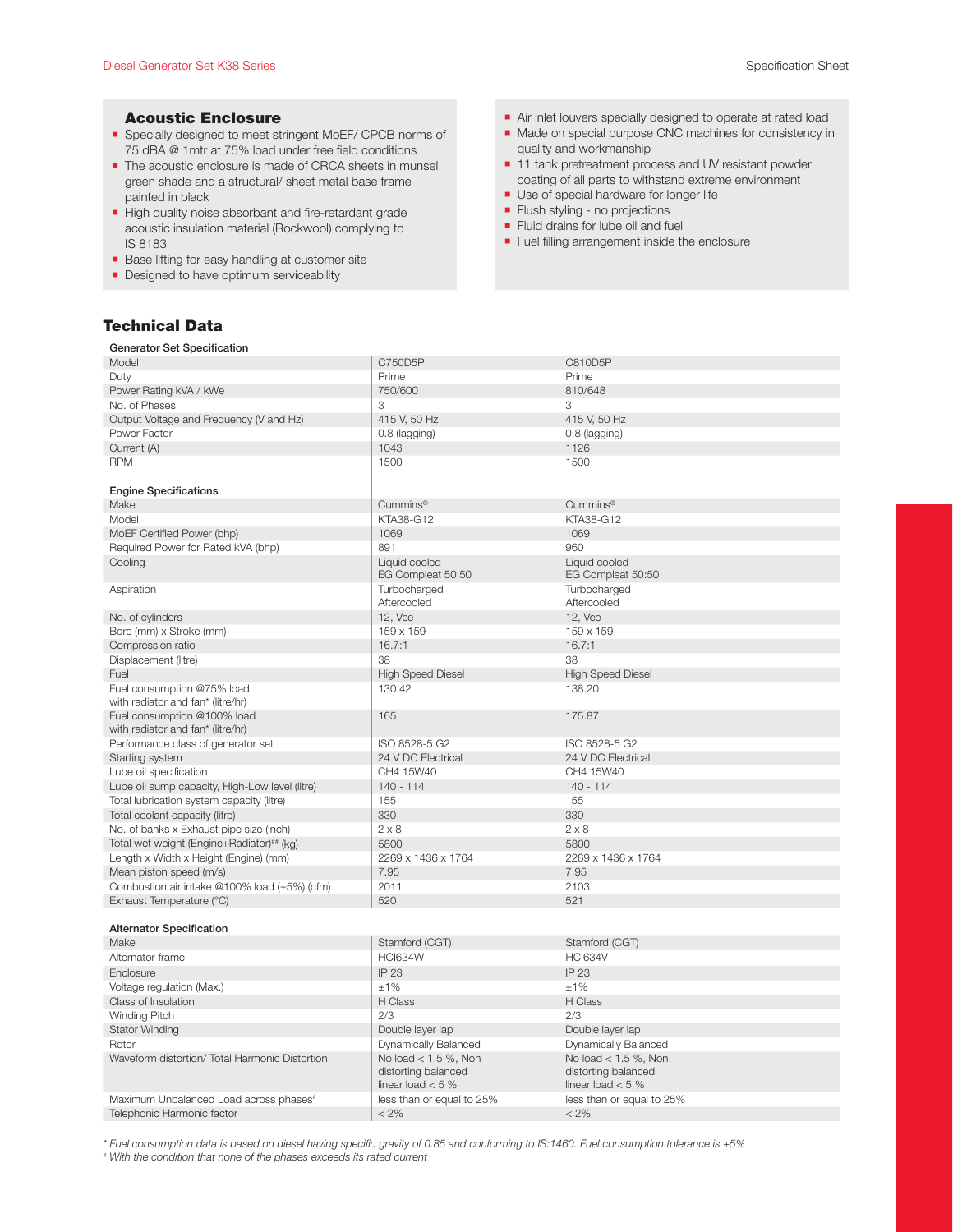## Acoustic Enclosure

- Specially designed to meet stringent MoEF/ CPCB norms of 75 dBA @ 1mtr at 75% load under free field conditions
- The acoustic enclosure is made of CRCA sheets in munsel green shade and a structural/ sheet metal base frame painted in black
- High quality noise absorbant and fire-retardant grade acoustic insulation material (Rockwool) complying to IS 8183
- Base lifting for easy handling at customer site
- Designed to have optimum serviceability
- Air inlet louvers specially designed to operate at rated load
- Made on special purpose CNC machines for consistency in quality and workmanship
- 11 tank pretreatment process and UV resistant powder coating of all parts to withstand extreme environment
- Use of special hardware for longer life
- Flush styling - no projections
- Fluid drains for lube oil and fuel
- Fuel filling arrangement inside the enclosure

## Technical Data

| **Generator Set Specification** | | |
|---|---|---|
| Model | C750D5P | C810D5P |
| Duty | Prime | Prime |
| Power Rating kVA / kWe | 750/600 | 810/648 |
| No. of Phases | 3 | 3 |
| Output Voltage and Frequency (V and Hz) | 415 V, 50 Hz | 415 V, 50 Hz |
| Power Factor | 0.8 (lagging) | 0.8 (lagging) |
| Current (A) | 1043 | 1126 |
| RPM | 1500 | 1500 |
| **Engine Specifications** | | |
| Make | Cummins® | Cummins® |
| Model | KTA38-G12 | KTA38-G12 |
| MoEF Certified Power (bhp) | 1069 | 1069 |
| Required Power for Rated kVA (bhp) | 891 | 960 |
| Cooling | Liquid cooled EG Compleat 50:50 | Liquid cooled EG Compleat 50:50 |
| Aspiration | Turbocharged Aftercooled | Turbocharged Aftercooled |
| No. of cylinders | 12, Vee | 12, Vee |
| Bore (mm) x Stroke (mm) | 159 x 159 | 159 x 159 |
| Compression ratio | 16.7:1 | 16.7:1 |
| Displacement (litre) | 38 | 38 |
| Fuel | High Speed Diesel | High Speed Diesel |
| Fuel consumption @75% load with radiator and fan* (litre/hr) | 130.42 | 138.20 |
| Fuel consumption @100% load with radiator and fan* (litre/hr) | 165 | 175.87 |
| Performance class of generator set | ISO 8528-5 G2 | ISO 8528-5 G2 |
| Starting system | 24 V DC Electrical | 24 V DC Electrical |
| Lube oil specification | CH4 15W40 | CH4 15W40 |
| Lube oil sump capacity, High-Low level (litre) | 140 - 114 | 140 - 114 |
| Total lubrication system capacity (litre) | 155 | 155 |
| Total coolant capacity (litre) | 330 | 330 |
| No. of banks x Exhaust pipe size (inch) | 2 x 8 | 2 x 8 |
| Total wet weight (Engine+Radiator)## (kg) | 5800 | 5800 |
| Length x Width x Height (Engine) (mm) | 2269 x 1436 x 1764 | 2269 x 1436 x 1764 |
| Mean piston speed (m/s) | 7.95 | 7.95 |
| Combustion air intake @100% load (±5%) (cfm) | 2011 | 2103 |
| Exhaust Temperature (°C) | 520 | 521 |
| **Alternator Specification** | | |
| Make | Stamford (CGT) | Stamford (CGT) |
| Alternator frame | HCI634W | HCI634V |
| Enclosure | IP 23 | IP 23 |
| Voltage regulation (Max.) | ±1% | ±1% |
| Class of Insulation | H Class | H Class |
| Winding Pitch | 2/3 | 2/3 |
| Stator Winding | Double layer lap | Double layer lap |
| Rotor | Dynamically Balanced | Dynamically Balanced |
| Waveform distortion/ Total Harmonic Distortion | No load < 1.5 %, Non distorting balanced linear load < 5 % | No load < 1.5 %, Non distorting balanced linear load < 5 % |
| Maximum Unbalanced Load across phases# | less than or equal to 25% | less than or equal to 25% |
| Telephonic Harmonic factor | < 2% | < 2% |

*\* Fuel consumption data is based on diesel having specific gravity of 0.85 and conforming to IS:1460. Fuel consumption tolerance is +5%*

*# With the condition that none of the phases exceeds its rated current*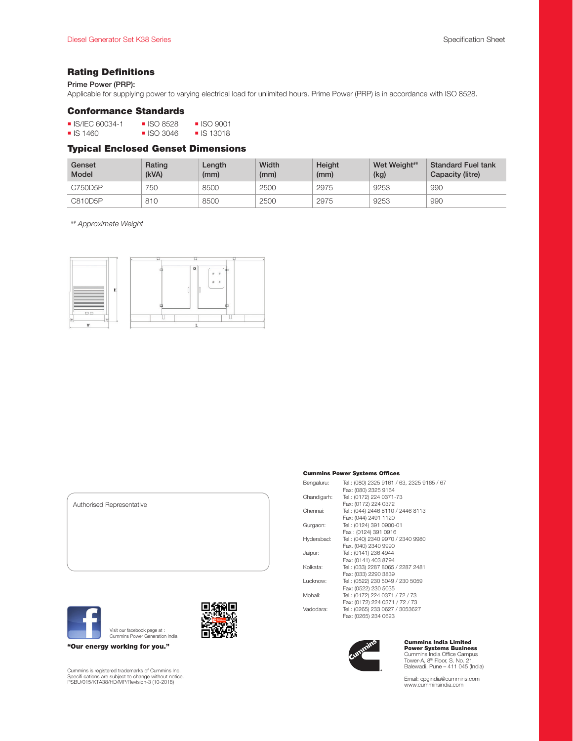## Rating Definitions

**Prime Power (PRP):**

Applicable for supplying power to varying electrical load for unlimited hours. Prime Power (PRP) is in accordance with ISO 8528.

## Conformance Standards

- IS/IEC 60034-1
- ISO 8528
- ISO 9001
- IS 1460
- ISO 3046
- IS 13018

## Typical Enclosed Genset Dimensions

| Genset Model | Rating (kVA) | Length (mm) | Width (mm) | Height (mm) | Wet Weight## (kg) | Standard Fuel tank Capacity (litre) |
|---|---|---|---|---|---|---|
| C750D5P | 750 | 8500 | 2500 | 2975 | 9253 | 990 |
| C810D5P | 810 | 8500 | 2500 | 2975 | 9253 | 990 |

*## Approximate Weight*

H

W

L

Authorised Representative

**Cummins Power Systems Offices**

Bengaluru: Tel.: (080) 2325 9161 / 63, 2325 9165 / 67
Fax: (080) 2325 9164

Chandigarh: Tel.: (0172) 224 0371-73
Fax: (0172) 224 0372

Chennai: Tel.: (044) 2446 8110 / 2446 8113
Fax: (044) 2491 1120

Gurgaon: Tel.: (0124) 391 0900-01
Fax : (0124) 391 0916

Hyderabad: Tel.: (040) 2340 9970 / 2340 9980
Fax. (040) 2340 9990

Jaipur: Tel.: (0141) 236 4944
Fax: (0141) 403 8794

Kolkata: Tel.: (033) 2287 8065 / 2287 2481
Fax: (033) 2290 3839

Lucknow: Tel.: (0522) 230 5049 / 230 5059
Fax: (0522) 230 5035

Mohali: Tel.: (0172) 224 0371 / 72 / 73
Fax: (0172) 224 0371 / 72 / 73

Vadodara: Tel.: (0265) 233 0627 / 3053627
Fax: (0265) 234 0623

Visit our facebook page at :
Cummins Power Generation India

**"Our energy working for you."**

**Cummins India Limited**
**Power Systems Business**
Cummins India Office Campus
Tower-A, 8th Floor, S. No. 21,
Balewadi, Pune – 411 045 (India)

Email: cpgindia@cummins.com
www.cumminsindia.com

Cummins is registered trademarks of Cummins Inc.
Specifi cations are subject to change without notice.
PSBU/015/KTA38/HD/MP/Revision-3 (10-2018)